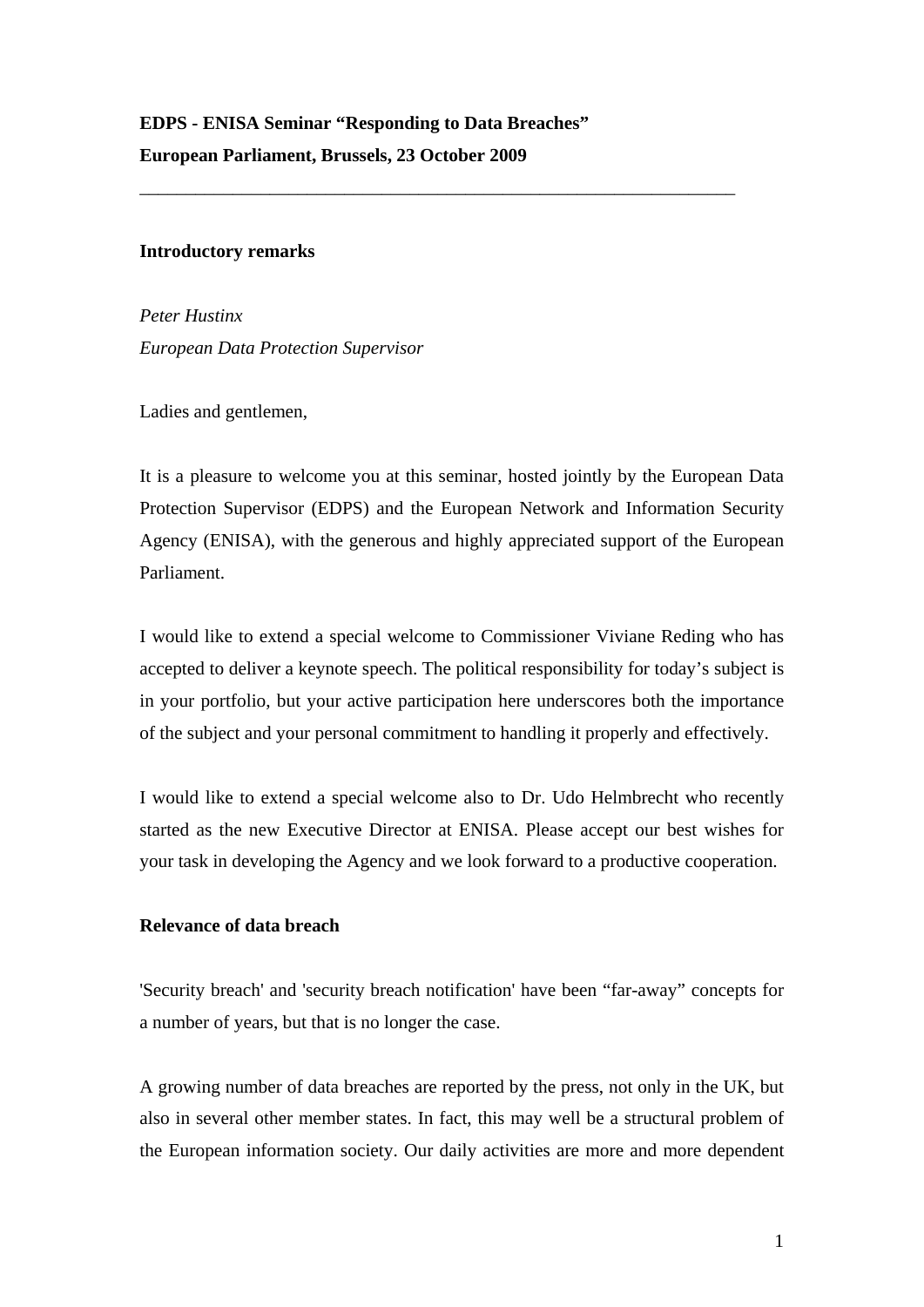**EDPS - ENISA Seminar "Responding to Data Breaches"**
**European Parliament, Brussels, 23 October 2009**

---

**Introductory remarks**

*Peter Hustinx*
*European Data Protection Supervisor*

Ladies and gentlemen,

It is a pleasure to welcome you at this seminar, hosted jointly by the European Data Protection Supervisor (EDPS) and the European Network and Information Security Agency (ENISA), with the generous and highly appreciated support of the European Parliament.

I would like to extend a special welcome to Commissioner Viviane Reding who has accepted to deliver a keynote speech. The political responsibility for today's subject is in your portfolio, but your active participation here underscores both the importance of the subject and your personal commitment to handling it properly and effectively.

I would like to extend a special welcome also to Dr. Udo Helmbrecht who recently started as the new Executive Director at ENISA. Please accept our best wishes for your task in developing the Agency and we look forward to a productive cooperation.

**Relevance of data breach**

'Security breach' and 'security breach notification' have been "far-away" concepts for a number of years, but that is no longer the case.

A growing number of data breaches are reported by the press, not only in the UK, but also in several other member states. In fact, this may well be a structural problem of the European information society. Our daily activities are more and more dependent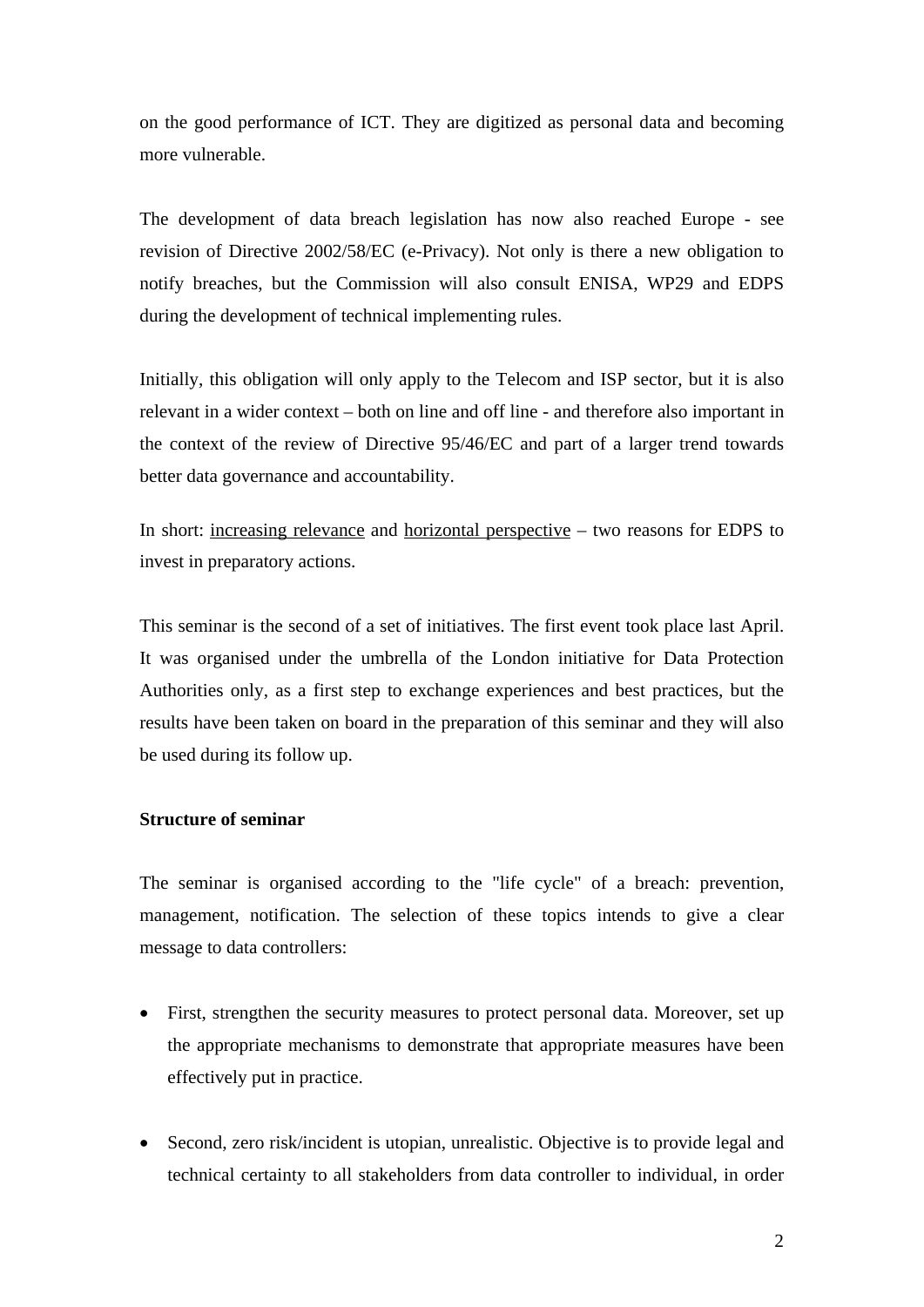on the good performance of ICT. They are digitized as personal data and becoming more vulnerable.

The development of data breach legislation has now also reached Europe - see revision of Directive 2002/58/EC (e-Privacy). Not only is there a new obligation to notify breaches, but the Commission will also consult ENISA, WP29 and EDPS during the development of technical implementing rules.

Initially, this obligation will only apply to the Telecom and ISP sector, but it is also relevant in a wider context – both on line and off line - and therefore also important in the context of the review of Directive 95/46/EC and part of a larger trend towards better data governance and accountability.

In short: <u>increasing relevance</u> and <u>horizontal perspective</u> – two reasons for EDPS to invest in preparatory actions.

This seminar is the second of a set of initiatives. The first event took place last April. It was organised under the umbrella of the London initiative for Data Protection Authorities only, as a first step to exchange experiences and best practices, but the results have been taken on board in the preparation of this seminar and they will also be used during its follow up.

**Structure of seminar**

The seminar is organised according to the "life cycle" of a breach: prevention, management, notification. The selection of these topics intends to give a clear message to data controllers:

- First, strengthen the security measures to protect personal data. Moreover, set up the appropriate mechanisms to demonstrate that appropriate measures have been effectively put in practice.
- Second, zero risk/incident is utopian, unrealistic. Objective is to provide legal and technical certainty to all stakeholders from data controller to individual, in order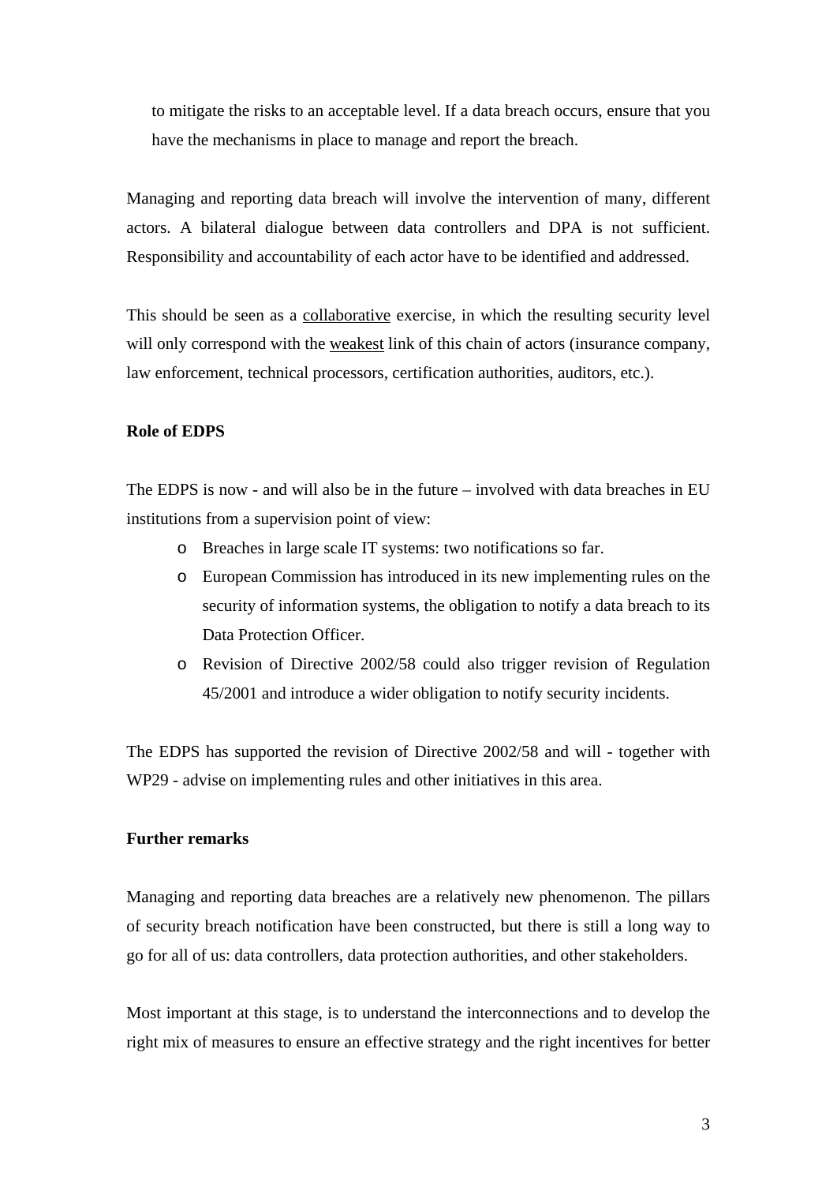to mitigate the risks to an acceptable level. If a data breach occurs, ensure that you have the mechanisms in place to manage and report the breach.

Managing and reporting data breach will involve the intervention of many, different actors. A bilateral dialogue between data controllers and DPA is not sufficient. Responsibility and accountability of each actor have to be identified and addressed.

This should be seen as a <u>collaborative</u> exercise, in which the resulting security level will only correspond with the <u>weakest</u> link of this chain of actors (insurance company, law enforcement, technical processors, certification authorities, auditors, etc.).

**Role of EDPS**

The EDPS is now - and will also be in the future – involved with data breaches in EU institutions from a supervision point of view:

- Breaches in large scale IT systems: two notifications so far.
- European Commission has introduced in its new implementing rules on the security of information systems, the obligation to notify a data breach to its Data Protection Officer.
- Revision of Directive 2002/58 could also trigger revision of Regulation 45/2001 and introduce a wider obligation to notify security incidents.

The EDPS has supported the revision of Directive 2002/58 and will - together with WP29 - advise on implementing rules and other initiatives in this area.

**Further remarks**

Managing and reporting data breaches are a relatively new phenomenon. The pillars of security breach notification have been constructed, but there is still a long way to go for all of us: data controllers, data protection authorities, and other stakeholders.

Most important at this stage, is to understand the interconnections and to develop the right mix of measures to ensure an effective strategy and the right incentives for better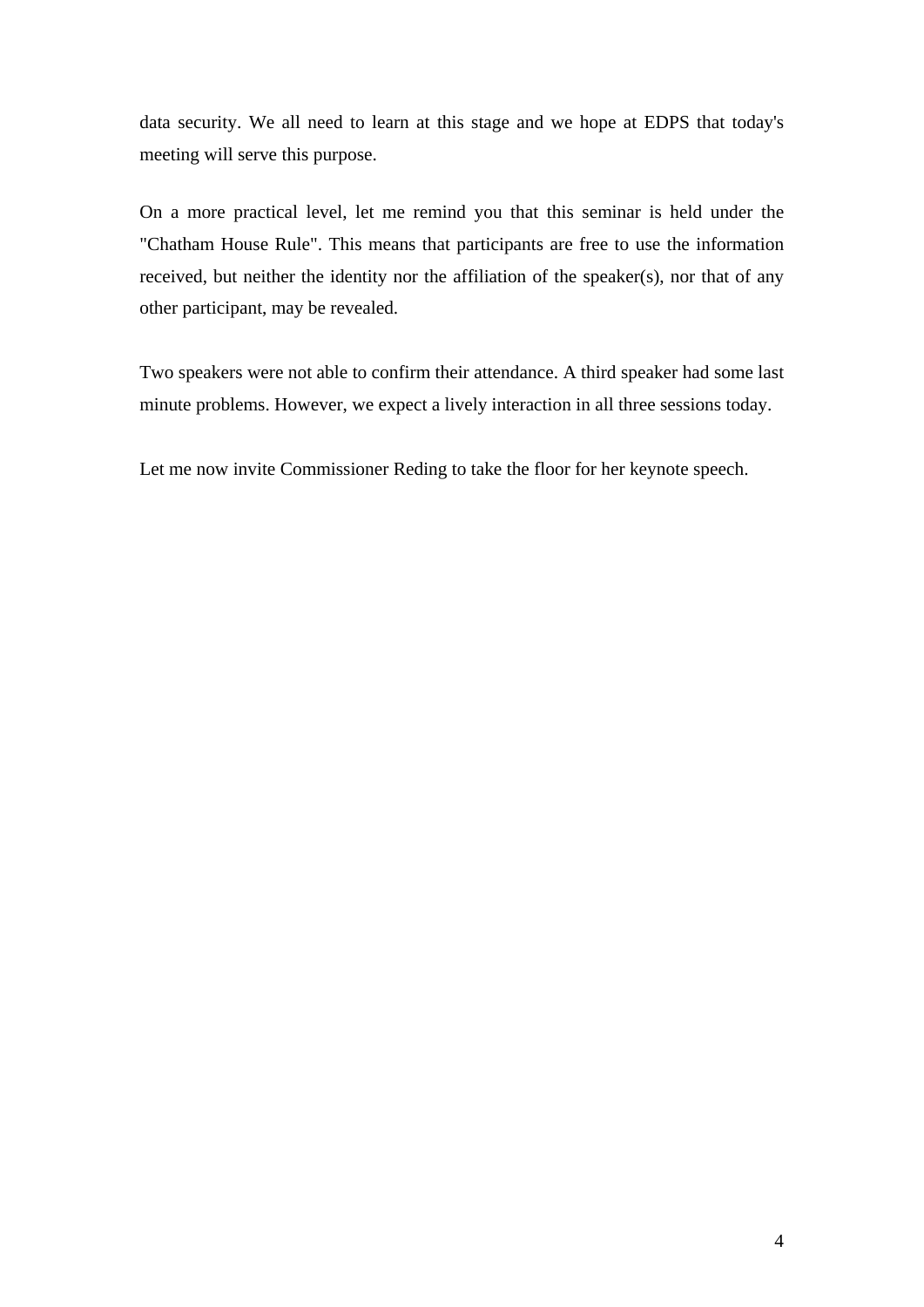data security. We all need to learn at this stage and we hope at EDPS that today's meeting will serve this purpose.

On a more practical level, let me remind you that this seminar is held under the "Chatham House Rule". This means that participants are free to use the information received, but neither the identity nor the affiliation of the speaker(s), nor that of any other participant, may be revealed.

Two speakers were not able to confirm their attendance. A third speaker had some last minute problems. However, we expect a lively interaction in all three sessions today.

Let me now invite Commissioner Reding to take the floor for her keynote speech.